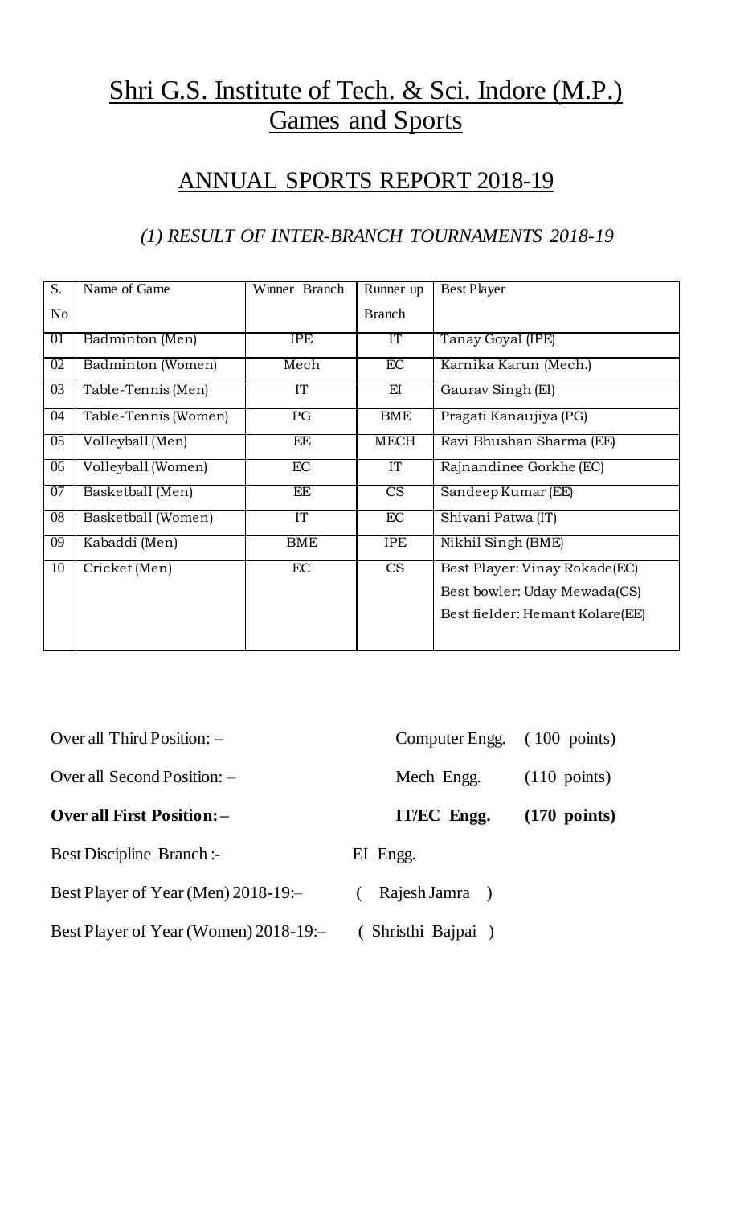# Shri G.S. Institute of Tech. & Sci. Indore (M.P.)
# Games and Sports

## ANNUAL SPORTS REPORT 2018-19

### *(1) RESULT OF INTER-BRANCH TOURNAMENTS 2018-19*

| S. No | Name of Game | Winner Branch | Runner up Branch | Best Player |
|---|---|---|---|---|
| 01 | Badminton (Men) | IPE | IT | Tanay Goyal (IPE) |
| 02 | Badminton (Women) | Mech | EC | Karnika Karun (Mech.) |
| 03 | Table-Tennis (Men) | IT | EI | Gaurav Singh (EI) |
| 04 | Table-Tennis (Women) | PG | BME | Pragati Kanaujiya (PG) |
| 05 | Volleyball (Men) | EE | MECH | Ravi Bhushan Sharma (EE) |
| 06 | Volleyball (Women) | EC | IT | Rajnandinee Gorkhe (EC) |
| 07 | Basketball (Men) | EE | CS | Sandeep Kumar (EE) |
| 08 | Basketball (Women) | IT | EC | Shivani Patwa (IT) |
| 09 | Kabaddi (Men) | BME | IPE | Nikhil Singh (BME) |
| 10 | Cricket (Men) | EC | CS | Best Player: Vinay Rokade(EC)<br>Best bowler: Uday Mewada(CS)<br>Best fielder: Hemant Kolare(EE) |

Over all Third Position: – Computer Engg. ( 100 points)

Over all Second Position: – Mech Engg. (110 points)

**Over all First Position: – IT/EC Engg. (170 points)**

Best Discipline Branch :- EI Engg.

Best Player of Year (Men) 2018-19:– ( Rajesh Jamra )

Best Player of Year (Women) 2018-19:– ( Shristhi Bajpai )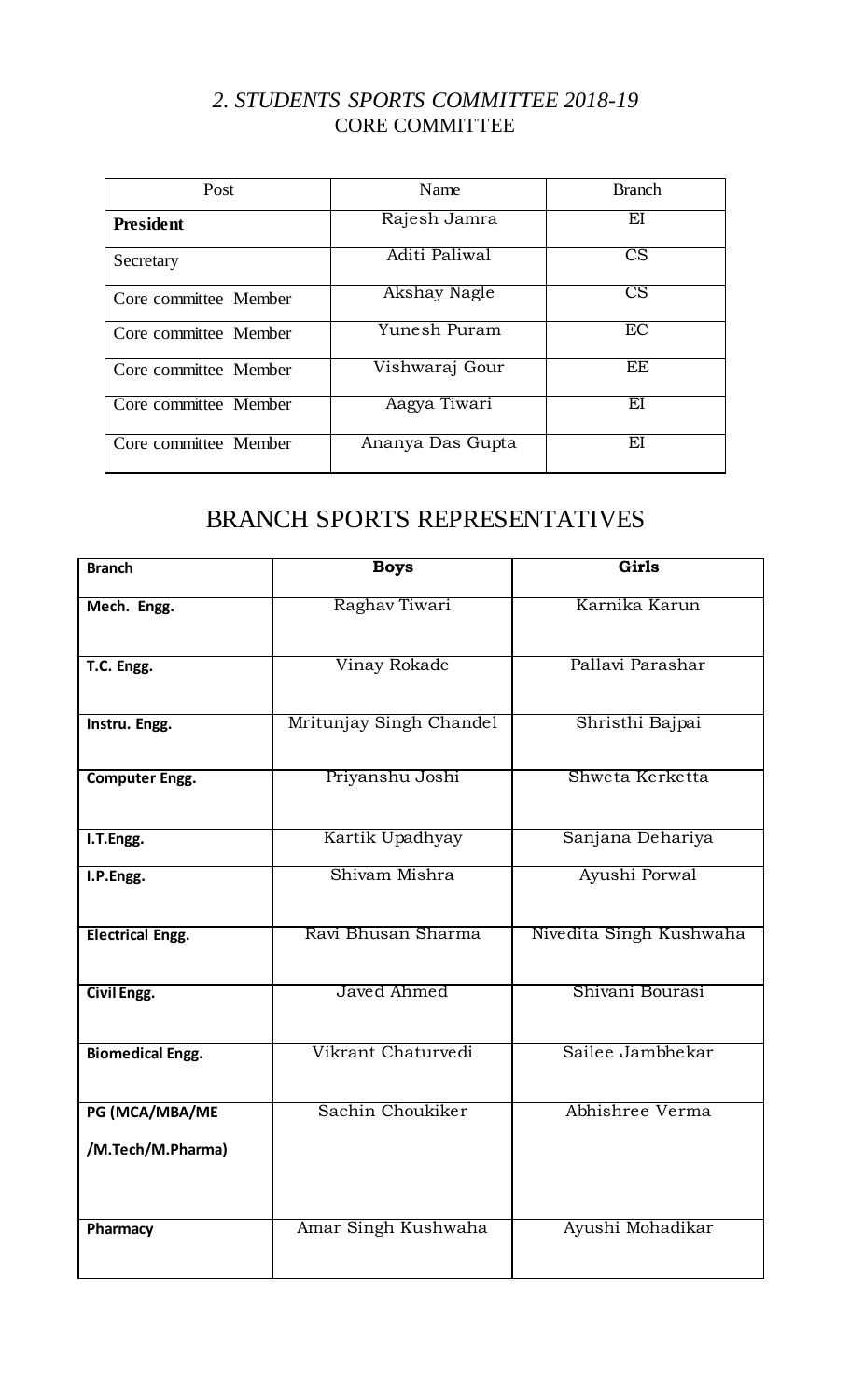## *2. STUDENTS SPORTS COMMITTEE 2018-19*

### CORE COMMITTEE

| Post | Name | Branch |
|---|---|---|
| **President** | Rajesh Jamra | EI |
| Secretary | Aditi Paliwal | CS |
| Core committee Member | Akshay Nagle | CS |
| Core committee Member | Yunesh Puram | EC |
| Core committee Member | Vishwaraj Gour | EE |
| Core committee Member | Aagya Tiwari | EI |
| Core committee Member | Ananya Das Gupta | EI |

## BRANCH SPORTS REPRESENTATIVES

| **Branch** | **Boys** | **Girls** |
|---|---|---|
| **Mech. Engg.** | Raghav Tiwari | Karnika Karun |
| **T.C. Engg.** | Vinay Rokade | Pallavi Parashar |
| **Instru. Engg.** | Mritunjay Singh Chandel | Shristhi Bajpai |
| **Computer Engg.** | Priyanshu Joshi | Shweta Kerketta |
| **I.T.Engg.** | Kartik Upadhyay | Sanjana Dehariya |
| **I.P.Engg.** | Shivam Mishra | Ayushi Porwal |
| **Electrical Engg.** | Ravi Bhusan Sharma | Nivedita Singh Kushwaha |
| **Civil Engg.** | Javed Ahmed | Shivani Bourasi |
| **Biomedical Engg.** | Vikrant Chaturvedi | Sailee Jambhekar |
| **PG (MCA/MBA/ME /M.Tech/M.Pharma)** | Sachin Choukiker | Abhishree Verma |
| **Pharmacy** | Amar Singh Kushwaha | Ayushi Mohadikar |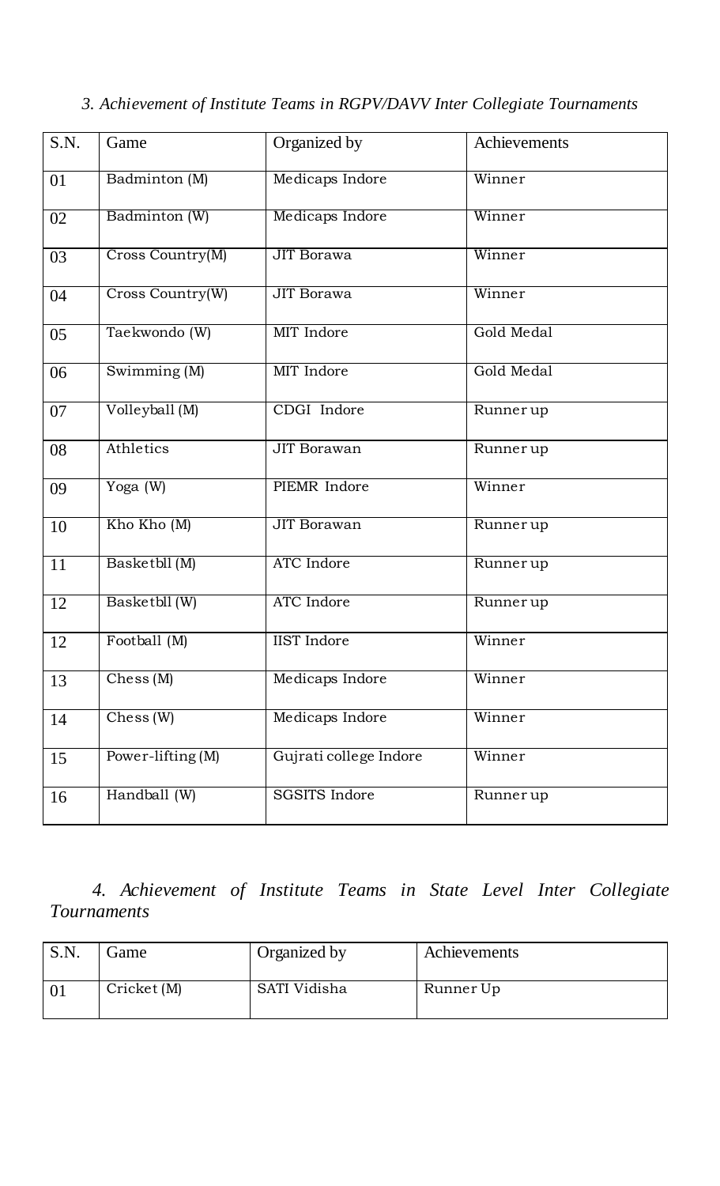*3. Achievement of Institute Teams in RGPV/DAVV Inter Collegiate Tournaments*

| S.N. | Game | Organized by | Achievements |
|---|---|---|---|
| 01 | Badminton (M) | Medicaps Indore | Winner |
| 02 | Badminton (W) | Medicaps Indore | Winner |
| 03 | Cross Country(M) | JIT Borawa | Winner |
| 04 | Cross Country(W) | JIT Borawa | Winner |
| 05 | Taekwondo (W) | MIT Indore | Gold Medal |
| 06 | Swimming (M) | MIT Indore | Gold Medal |
| 07 | Volleyball (M) | CDGI Indore | Runner up |
| 08 | Athletics | JIT Borawan | Runner up |
| 09 | Yoga (W) | PIEMR Indore | Winner |
| 10 | Kho Kho (M) | JIT Borawan | Runner up |
| 11 | Basketbll (M) | ATC Indore | Runner up |
| 12 | Basketbll (W) | ATC Indore | Runner up |
| 12 | Football (M) | IIST Indore | Winner |
| 13 | Chess (M) | Medicaps Indore | Winner |
| 14 | Chess (W) | Medicaps Indore | Winner |
| 15 | Power-lifting (M) | Gujrati college Indore | Winner |
| 16 | Handball (W) | SGSITS Indore | Runner up |

*4. Achievement of Institute Teams in State Level Inter Collegiate Tournaments*

| S.N. | Game | Organized by | Achievements |
|---|---|---|---|
| 01 | Cricket (M) | SATI Vidisha | Runner Up |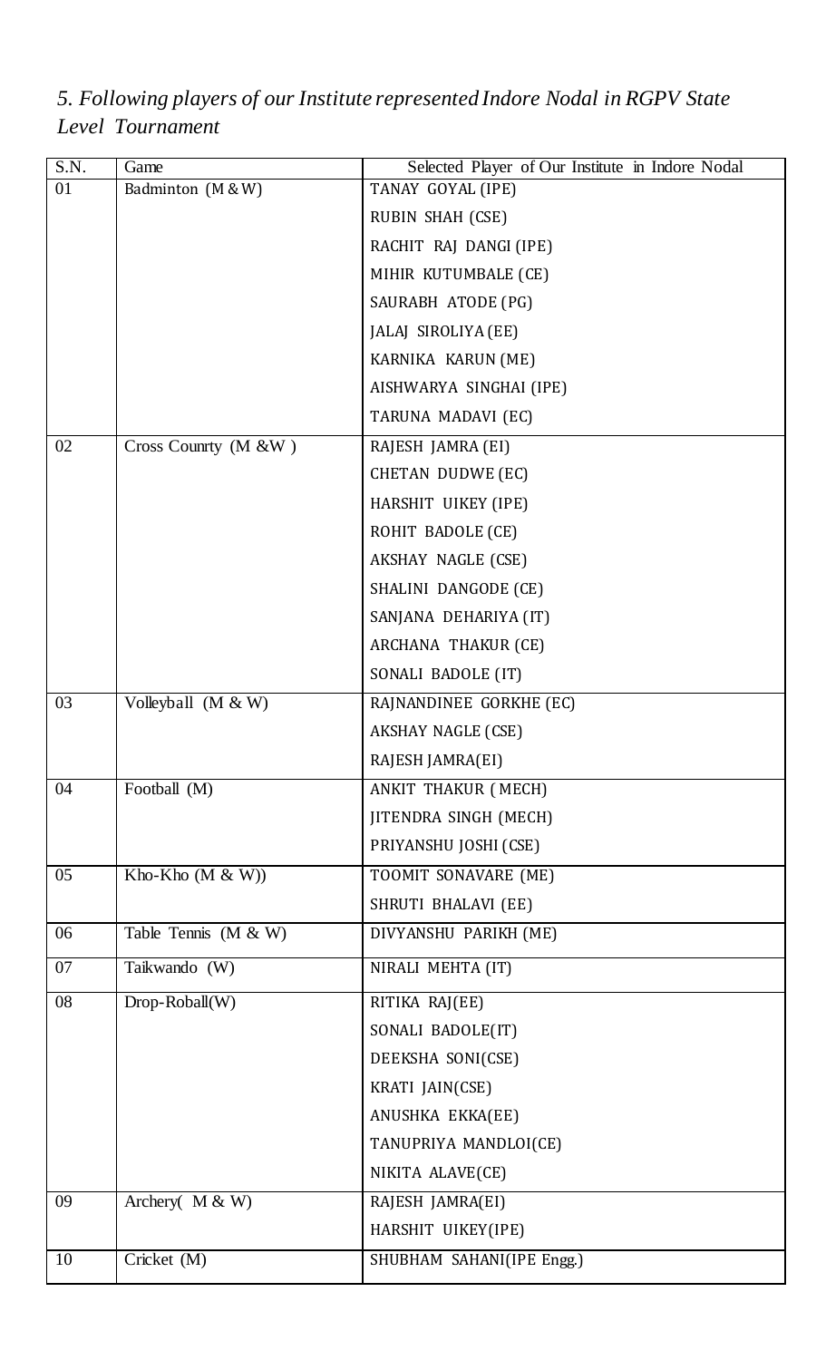*5. Following players of our Institute represented Indore Nodal in RGPV State Level Tournament*

| S.N. | Game | Selected Player of Our Institute in Indore Nodal |
|---|---|---|
| 01 | Badminton (M & W) | TANAY GOYAL (IPE) |
| | | RUBIN SHAH (CSE) |
| | | RACHIT RAJ DANGI (IPE) |
| | | MIHIR KUTUMBALE (CE) |
| | | SAURABH ATODE (PG) |
| | | JALAJ SIROLIYA (EE) |
| | | KARNIKA KARUN (ME) |
| | | AISHWARYA SINGHAI (IPE) |
| | | TARUNA MADAVI (EC) |
| 02 | Cross Counrty (M &W ) | RAJESH JAMRA (EI) |
| | | CHETAN DUDWE (EC) |
| | | HARSHIT UIKEY (IPE) |
| | | ROHIT BADOLE (CE) |
| | | AKSHAY NAGLE (CSE) |
| | | SHALINI DANGODE (CE) |
| | | SANJANA DEHARIYA (IT) |
| | | ARCHANA THAKUR (CE) |
| | | SONALI BADOLE (IT) |
| 03 | Volleyball (M & W) | RAJNANDINEE GORKHE (EC) |
| | | AKSHAY NAGLE (CSE) |
| | | RAJESH JAMRA(EI) |
| 04 | Football (M) | ANKIT THAKUR ( MECH) |
| | | JITENDRA SINGH (MECH) |
| | | PRIYANSHU JOSHI (CSE) |
| 05 | Kho-Kho (M & W)) | TOOMIT SONAVARE (ME) |
| | | SHRUTI BHALAVI (EE) |
| 06 | Table Tennis (M & W) | DIVYANSHU PARIKH (ME) |
| 07 | Taikwando (W) | NIRALI MEHTA (IT) |
| 08 | Drop-Roball(W) | RITIKA RAJ(EE) |
| | | SONALI BADOLE(IT) |
| | | DEEKSHA SONI(CSE) |
| | | KRATI JAIN(CSE) |
| | | ANUSHKA EKKA(EE) |
| | | TANUPRIYA MANDLOI(CE) |
| | | NIKITA ALAVE(CE) |
| 09 | Archery( M & W) | RAJESH JAMRA(EI) |
| | | HARSHIT UIKEY(IPE) |
| 10 | Cricket (M) | SHUBHAM SAHANI(IPE Engg.) |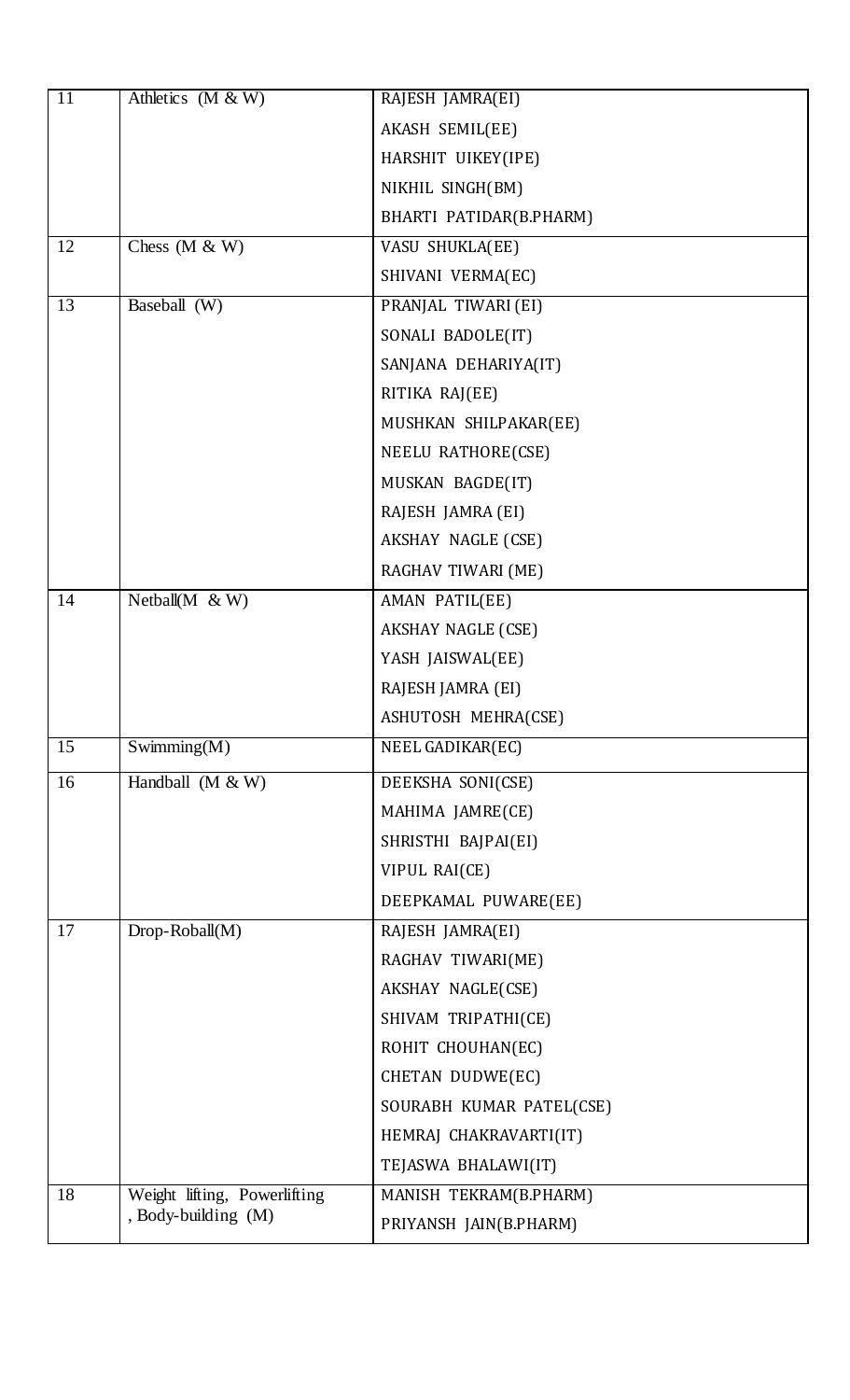| 11 | Athletics (M & W) | RAJESH JAMRA(EI) |
|---|---|---|
| | | AKASH SEMIL(EE) |
| | | HARSHIT UIKEY(IPE) |
| | | NIKHIL SINGH(BM) |
| | | BHARTI PATIDAR(B.PHARM) |
| 12 | Chess (M & W) | VASU SHUKLA(EE) |
| | | SHIVANI VERMA(EC) |
| 13 | Baseball (W) | PRANJAL TIWARI (EI) |
| | | SONALI BADOLE(IT) |
| | | SANJANA DEHARIYA(IT) |
| | | RITIKA RAJ(EE) |
| | | MUSHKAN SHILPAKAR(EE) |
| | | NEELU RATHORE(CSE) |
| | | MUSKAN BAGDE(IT) |
| | | RAJESH JAMRA (EI) |
| | | AKSHAY NAGLE (CSE) |
| | | RAGHAV TIWARI (ME) |
| 14 | Netball(M & W) | AMAN PATIL(EE) |
| | | AKSHAY NAGLE (CSE) |
| | | YASH JAISWAL(EE) |
| | | RAJESH JAMRA (EI) |
| | | ASHUTOSH MEHRA(CSE) |
| 15 | Swimming(M) | NEEL GADIKAR(EC) |
| 16 | Handball (M & W) | DEEKSHA SONI(CSE) |
| | | MAHIMA JAMRE(CE) |
| | | SHRISTHI BAJPAI(EI) |
| | | VIPUL RAI(CE) |
| | | DEEPKAMAL PUWARE(EE) |
| 17 | Drop-Roball(M) | RAJESH JAMRA(EI) |
| | | RAGHAV TIWARI(ME) |
| | | AKSHAY NAGLE(CSE) |
| | | SHIVAM TRIPATHI(CE) |
| | | ROHIT CHOUHAN(EC) |
| | | CHETAN DUDWE(EC) |
| | | SOURABH KUMAR PATEL(CSE) |
| | | HEMRAJ CHAKRAVARTI(IT) |
| | | TEJASWA BHALAWI(IT) |
| 18 | Weight lifting, Powerlifting , Body-building (M) | MANISH TEKRAM(B.PHARM) |
| | | PRIYANSH JAIN(B.PHARM) |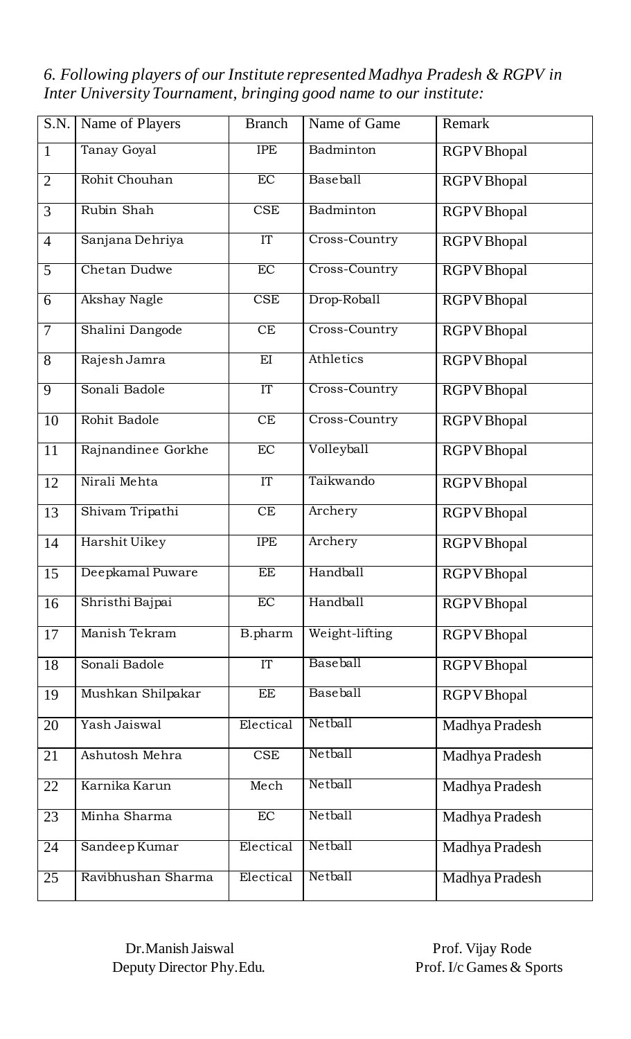*6. Following players of our Institute represented Madhya Pradesh & RGPV in Inter University Tournament, bringing good name to our institute:*

| S.N. | Name of Players | Branch | Name of Game | Remark |
|---|---|---|---|---|
| 1 | Tanay Goyal | IPE | Badminton | RGPV Bhopal |
| 2 | Rohit Chouhan | EC | Baseball | RGPV Bhopal |
| 3 | Rubin Shah | CSE | Badminton | RGPV Bhopal |
| 4 | Sanjana Dehriya | IT | Cross-Country | RGPV Bhopal |
| 5 | Chetan Dudwe | EC | Cross-Country | RGPV Bhopal |
| 6 | Akshay Nagle | CSE | Drop-Roball | RGPV Bhopal |
| 7 | Shalini Dangode | CE | Cross-Country | RGPV Bhopal |
| 8 | Rajesh Jamra | EI | Athletics | RGPV Bhopal |
| 9 | Sonali Badole | IT | Cross-Country | RGPV Bhopal |
| 10 | Rohit Badole | CE | Cross-Country | RGPV Bhopal |
| 11 | Rajnandinee Gorkhe | EC | Volleyball | RGPV Bhopal |
| 12 | Nirali Mehta | IT | Taikwando | RGPV Bhopal |
| 13 | Shivam Tripathi | CE | Archery | RGPV Bhopal |
| 14 | Harshit Uikey | IPE | Archery | RGPV Bhopal |
| 15 | Deepkamal Puware | EE | Handball | RGPV Bhopal |
| 16 | Shristhi Bajpai | EC | Handball | RGPV Bhopal |
| 17 | Manish Tekram | B.pharm | Weight-lifting | RGPV Bhopal |
| 18 | Sonali Badole | IT | Baseball | RGPV Bhopal |
| 19 | Mushkan Shilpakar | EE | Baseball | RGPV Bhopal |
| 20 | Yash Jaiswal | Electical | Netball | Madhya Pradesh |
| 21 | Ashutosh Mehra | CSE | Netball | Madhya Pradesh |
| 22 | Karnika Karun | Mech | Netball | Madhya Pradesh |
| 23 | Minha Sharma | EC | Netball | Madhya Pradesh |
| 24 | Sandeep Kumar | Electical | Netball | Madhya Pradesh |
| 25 | Ravibhushan Sharma | Electical | Netball | Madhya Pradesh |

Dr. Manish Jaiswal
Deputy Director Phy. Edu.

Prof. Vijay Rode
Prof. I/c Games & Sports